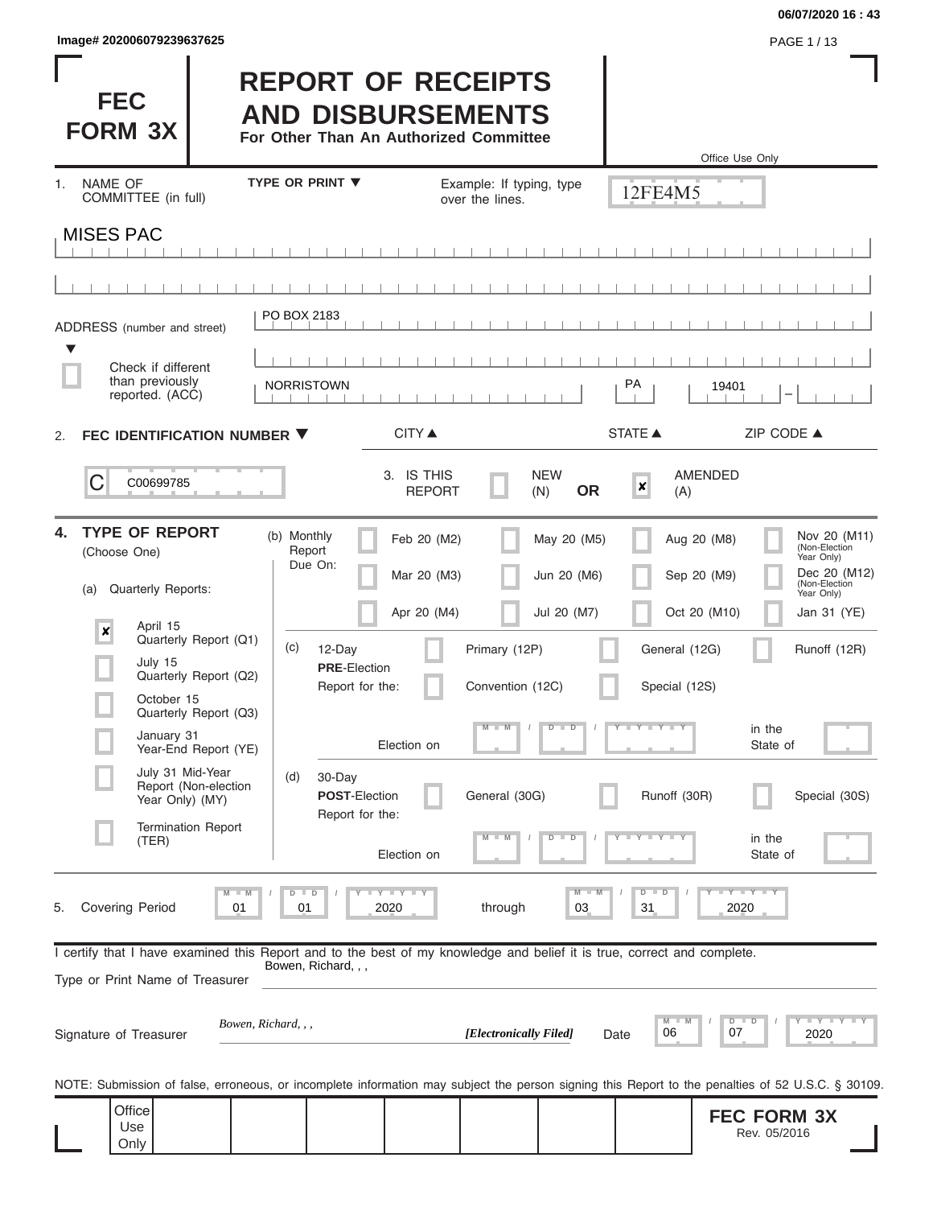Image# 202006079239637625

06/07/2020 16 : 43

# FEC FORM 3X

# REPORT OF RECEIPTS AND DISBURSEMENTS

**For Other Than An Authorized Committee**

Office Use Only

12FE4M5

1. NAME OF COMMITTEE (in full) — TYPE OR PRINT ▼ — Example: If typing, type over the lines.

MISES PAC

ADDRESS (number and street) ▼

PO BOX 2183

☐ Check if different than previously reported. (ACC)

NORRISTOWN | PA | 19401

CITY ▲ | STATE ▲ | ZIP CODE ▲

2. **FEC IDENTIFICATION NUMBER ▼**

C00699785

3. IS THIS REPORT ☐ NEW (N) **OR** ☒ AMENDED (A)

4. **TYPE OF REPORT** (Choose One)

(a) Quarterly Reports:

- ☒ April 15 Quarterly Report (Q1)
- ☐ July 15 Quarterly Report (Q2)
- ☐ October 15 Quarterly Report (Q3)
- ☐ January 31 Year-End Report (YE)
- ☐ July 31 Mid-Year Report (Non-election Year Only) (MY)
- ☐ Termination Report (TER)

(b) Monthly Report Due On:

- ☐ Feb 20 (M2)
- ☐ Mar 20 (M3)
- ☐ Apr 20 (M4)
- ☐ May 20 (M5)
- ☐ Jun 20 (M6)
- ☐ Jul 20 (M7)
- ☐ Aug 20 (M8)
- ☐ Sep 20 (M9)
- ☐ Oct 20 (M10)
- ☐ Nov 20 (M11) (Non-Election Year Only)
- ☐ Dec 20 (M12) (Non-Election Year Only)
- ☐ Jan 31 (YE)

(c) 12-Day **PRE**-Election Report for the:

- ☐ Primary (12P)
- ☐ General (12G)
- ☐ Runoff (12R)
- ☐ Convention (12C)
- ☐ Special (12S)

Election on MM / DD / YYYY in the State of

(d) 30-Day **POST**-Election Report for the:

- ☐ General (30G)
- ☐ Runoff (30R)
- ☐ Special (30S)

Election on MM / DD / YYYY in the State of

5. Covering Period 01 / 01 / 2020 through 03 / 31 / 2020

I certify that I have examined this Report and to the best of my knowledge and belief it is true, correct and complete.

Type or Print Name of Treasurer: Bowen, Richard, , ,

Signature of Treasurer: *Bowen, Richard, , ,* ***[Electronically Filed]*** Date 06 / 07 / 2020

NOTE: Submission of false, erroneous, or incomplete information may subject the person signing this Report to the penalties of 52 U.S.C. § 30109.

Office Use Only

**FEC FORM 3X**
Rev. 05/2016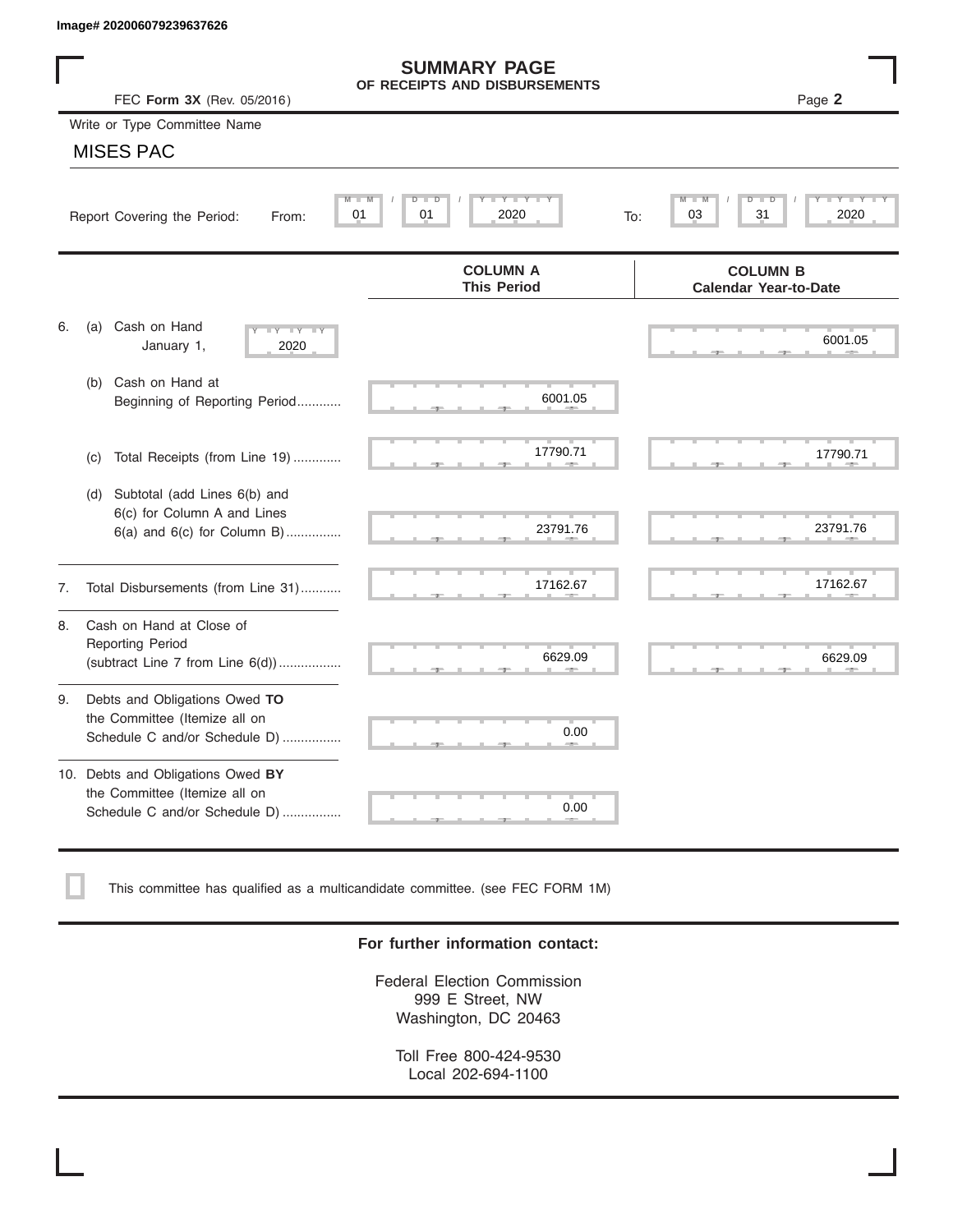Image# 202006079239637626

# SUMMARY PAGE
## OF RECEIPTS AND DISBURSEMENTS

FEC **Form 3X** (Rev. 05/2016)

Write or Type Committee Name

MISES PAC

Report Covering the Period: From: 01 / 01 / 2020 To: 03 / 31 / 2020

| | | COLUMN A This Period | COLUMN B Calendar Year-to-Date |
|---|---|---|---|
| 6. | (a) Cash on Hand January 1, 2020 | | 6001.05 |
| | (b) Cash on Hand at Beginning of Reporting Period | 6001.05 | |
| | (c) Total Receipts (from Line 19) | 17790.71 | 17790.71 |
| | (d) Subtotal (add Lines 6(b) and 6(c) for Column A and Lines 6(a) and 6(c) for Column B) | 23791.76 | 23791.76 |
| 7. | Total Disbursements (from Line 31) | 17162.67 | 17162.67 |
| 8. | Cash on Hand at Close of Reporting Period (subtract Line 7 from Line 6(d)) | 6629.09 | 6629.09 |
| 9. | Debts and Obligations Owed **TO** the Committee (Itemize all on Schedule C and/or Schedule D) | 0.00 | |
| 10. | Debts and Obligations Owed **BY** the Committee (Itemize all on Schedule C and/or Schedule D) | 0.00 | |

☐ This committee has qualified as a multicandidate committee. (see FEC FORM 1M)

**For further information contact:**

Federal Election Commission
999 E Street, NW
Washington, DC 20463

Toll Free 800-424-9530
Local 202-694-1100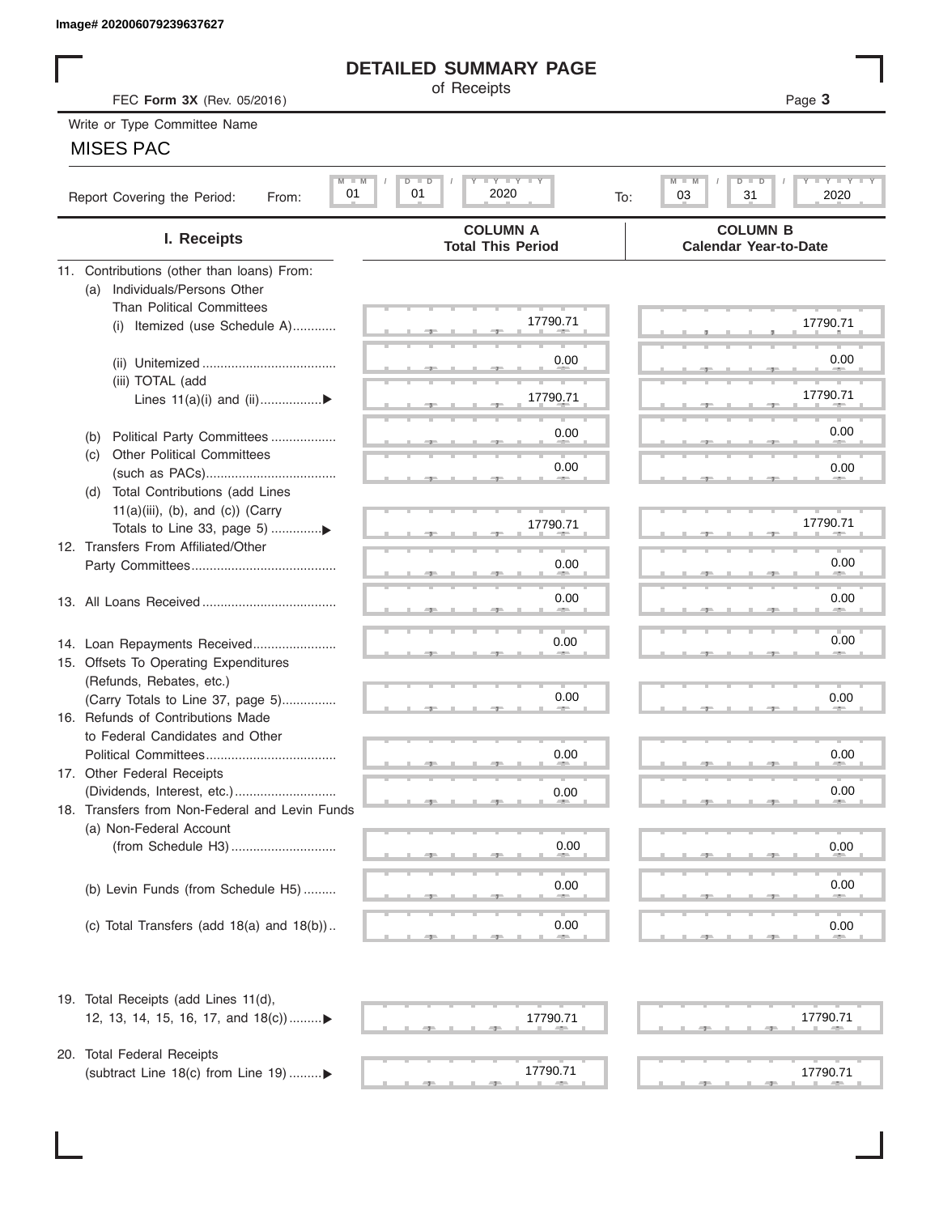Image# 202006079239637627

# DETAILED SUMMARY PAGE

of Receipts

FEC **Form 3X** (Rev. 05/2016)

Write or Type Committee Name

MISES PAC

Report Covering the Period: From: 01 / 01 / 2020 To: 03 / 31 / 2020

| I. Receipts | COLUMN A Total This Period | COLUMN B Calendar Year-to-Date |
|---|---|---|
| 11. Contributions (other than loans) From: | | |
| (a) Individuals/Persons Other Than Political Committees | | |
| (i) Itemized (use Schedule A) | 17790.71 | 17790.71 |
| (ii) Unitemized | 0.00 | 0.00 |
| (iii) TOTAL (add Lines 11(a)(i) and (ii) | 17790.71 | 17790.71 |
| (b) Political Party Committees | 0.00 | 0.00 |
| (c) Other Political Committees (such as PACs) | 0.00 | 0.00 |
| (d) Total Contributions (add Lines 11(a)(iii), (b), and (c)) (Carry Totals to Line 33, page 5) | 17790.71 | 17790.71 |
| 12. Transfers From Affiliated/Other Party Committees | 0.00 | 0.00 |
| 13. All Loans Received | 0.00 | 0.00 |
| 14. Loan Repayments Received | 0.00 | 0.00 |
| 15. Offsets To Operating Expenditures (Refunds, Rebates, etc.) (Carry Totals to Line 37, page 5) | 0.00 | 0.00 |
| 16. Refunds of Contributions Made to Federal Candidates and Other Political Committees | 0.00 | 0.00 |
| 17. Other Federal Receipts (Dividends, Interest, etc.) | 0.00 | 0.00 |
| 18. Transfers from Non-Federal and Levin Funds | | |
| (a) Non-Federal Account (from Schedule H3) | 0.00 | 0.00 |
| (b) Levin Funds (from Schedule H5) | 0.00 | 0.00 |
| (c) Total Transfers (add 18(a) and 18(b)) | 0.00 | 0.00 |
| 19. Total Receipts (add Lines 11(d), 12, 13, 14, 15, 16, 17, and 18(c)) | 17790.71 | 17790.71 |
| 20. Total Federal Receipts (subtract Line 18(c) from Line 19) | 17790.71 | 17790.71 |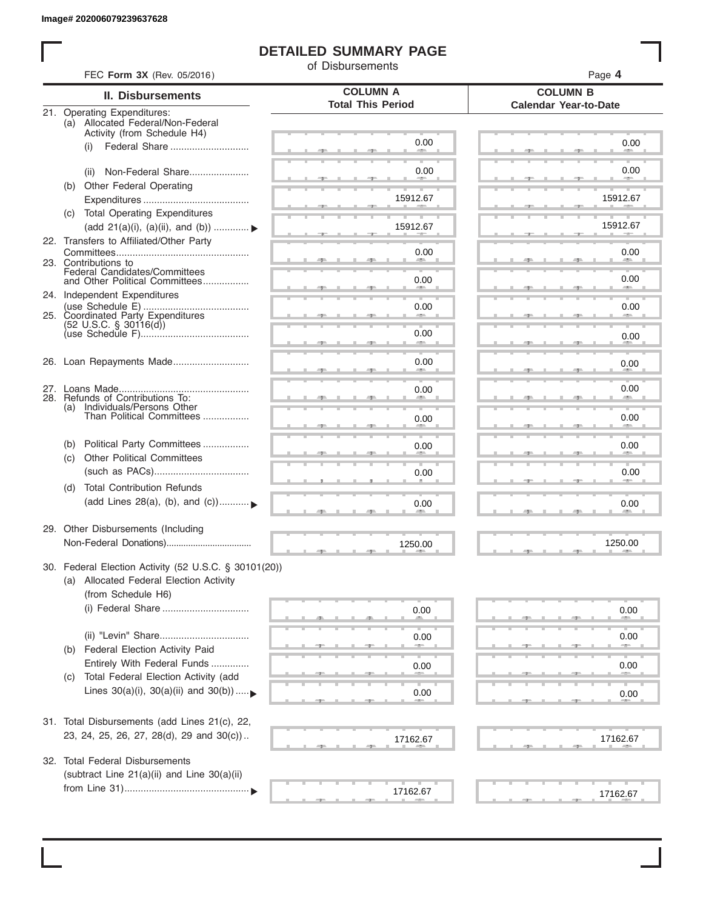Image# 202006079239637628

# DETAILED SUMMARY PAGE

of Disbursements

FEC **Form 3X** (Rev. 05/2016)

| II. Disbursements | COLUMN A Total This Period | COLUMN B Calendar Year-to-Date |
|---|---|---|
| 21. Operating Expenditures: | | |
| (a) Allocated Federal/Non-Federal Activity (from Schedule H4) | | |
| (i) Federal Share | 0.00 | 0.00 |
| (ii) Non-Federal Share | 0.00 | 0.00 |
| (b) Other Federal Operating Expenditures | 15912.67 | 15912.67 |
| (c) Total Operating Expenditures (add 21(a)(i), (a)(ii), and (b)) | 15912.67 | 15912.67 |
| 22. Transfers to Affiliated/Other Party Committees | 0.00 | 0.00 |
| 23. Contributions to Federal Candidates/Committees and Other Political Committees | 0.00 | 0.00 |
| 24. Independent Expenditures (use Schedule E) | 0.00 | 0.00 |
| 25. Coordinated Party Expenditures (52 U.S.C. § 30116(d)) (use Schedule F) | 0.00 | 0.00 |
| 26. Loan Repayments Made | 0.00 | 0.00 |
| 27. Loans Made | 0.00 | 0.00 |
| 28. Refunds of Contributions To: | | |
| (a) Individuals/Persons Other Than Political Committees | 0.00 | 0.00 |
| (b) Political Party Committees | 0.00 | 0.00 |
| (c) Other Political Committees (such as PACs) | 0.00 | 0.00 |
| (d) Total Contribution Refunds (add Lines 28(a), (b), and (c)) | 0.00 | 0.00 |
| 29. Other Disbursements (Including Non-Federal Donations) | 1250.00 | 1250.00 |
| 30. Federal Election Activity (52 U.S.C. § 30101(20)) | | |
| (a) Allocated Federal Election Activity (from Schedule H6) | | |
| (i) Federal Share | 0.00 | 0.00 |
| (ii) "Levin" Share | 0.00 | 0.00 |
| (b) Federal Election Activity Paid Entirely With Federal Funds | 0.00 | 0.00 |
| (c) Total Federal Election Activity (add Lines 30(a)(i), 30(a)(ii) and 30(b)) | 0.00 | 0.00 |
| 31. Total Disbursements (add Lines 21(c), 22, 23, 24, 25, 26, 27, 28(d), 29 and 30(c)) | 17162.67 | 17162.67 |
| 32. Total Federal Disbursements (subtract Line 21(a)(ii) and Line 30(a)(ii) from Line 31) | 17162.67 | 17162.67 |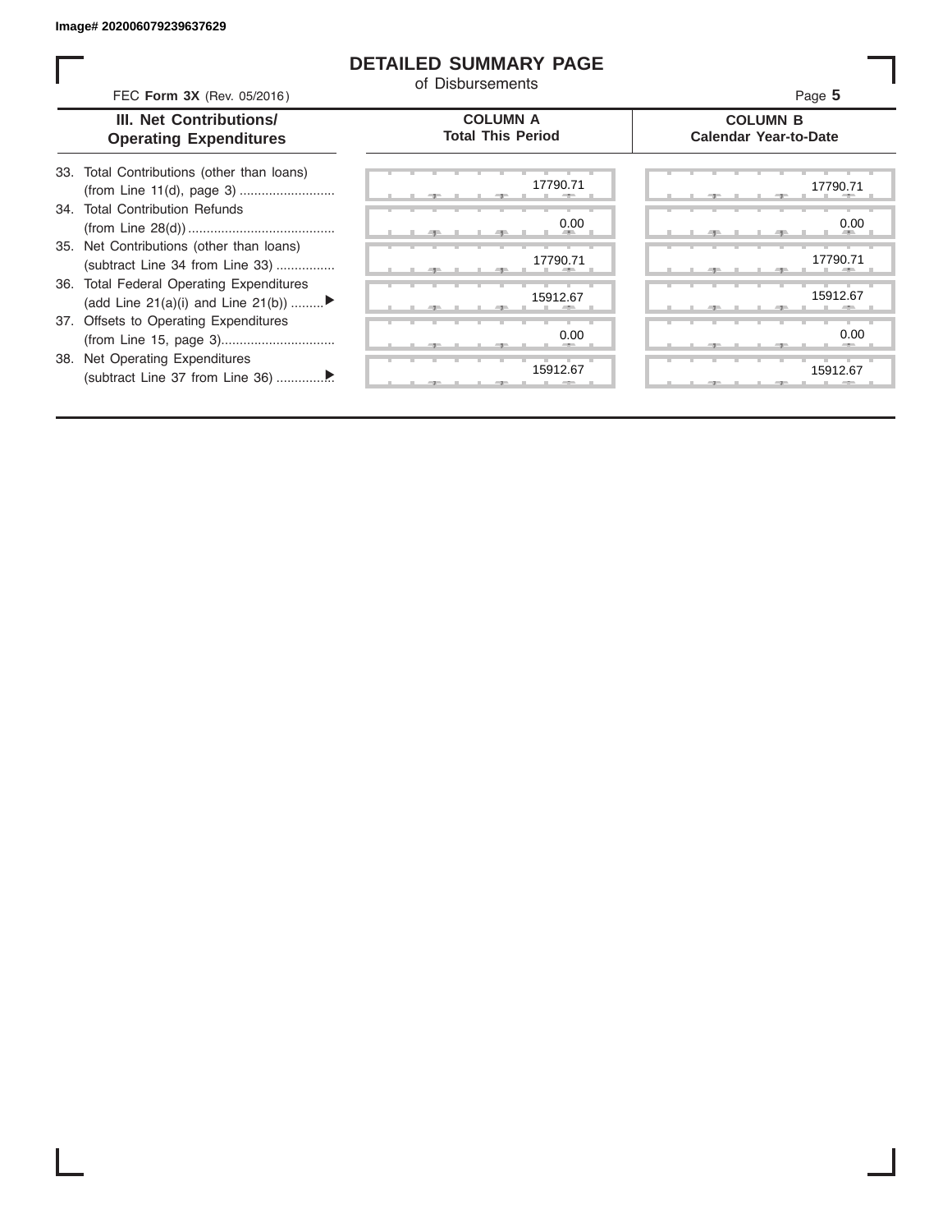Image# 202006079239637629

# DETAILED SUMMARY PAGE

of Disbursements

FEC **Form 3X** (Rev. 05/2016)

Page **5**

| III. Net Contributions/ Operating Expenditures | COLUMN A Total This Period | COLUMN B Calendar Year-to-Date |
|---|---|---|
| 33. Total Contributions (other than loans) (from Line 11(d), page 3) | 17790.71 | 17790.71 |
| 34. Total Contribution Refunds (from Line 28(d)) | 0.00 | 0.00 |
| 35. Net Contributions (other than loans) (subtract Line 34 from Line 33) | 17790.71 | 17790.71 |
| 36. Total Federal Operating Expenditures (add Line 21(a)(i) and Line 21(b)) ▶ | 15912.67 | 15912.67 |
| 37. Offsets to Operating Expenditures (from Line 15, page 3) | 0.00 | 0.00 |
| 38. Net Operating Expenditures (subtract Line 37 from Line 36) ▶ | 15912.67 | 15912.67 |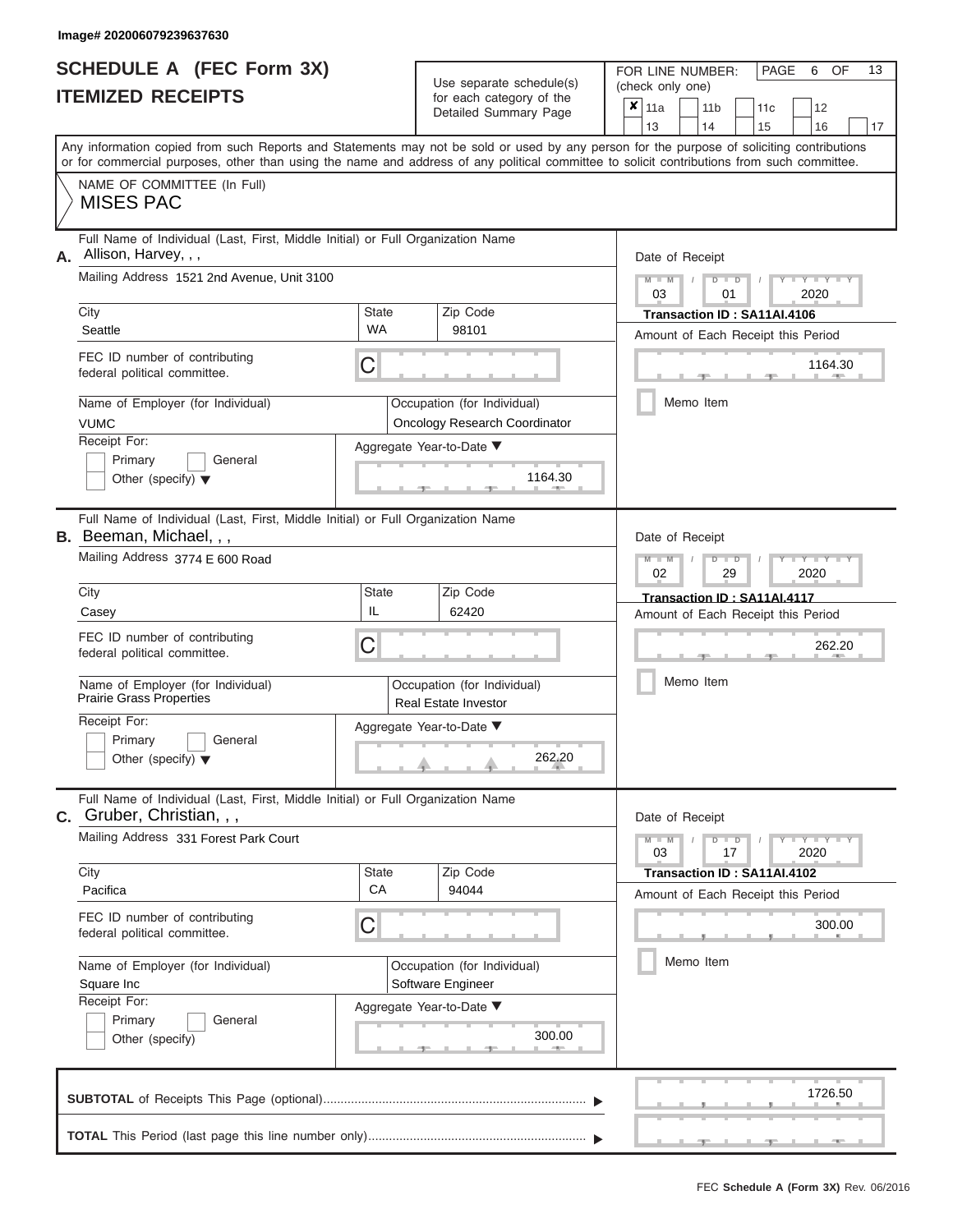Image# 202006079239637630

# SCHEDULE A (FEC Form 3X)
## ITEMIZED RECEIPTS

Use separate schedule(s) for each category of the Detailed Summary Page

FOR LINE NUMBER: (check only one)

- [x] 11a
- [ ] 11b
- [ ] 11c
- [ ] 12
- [ ] 13
- [ ] 14
- [ ] 15
- [ ] 16
- [ ] 17

Any information copied from such Reports and Statements may not be sold or used by any person for the purpose of soliciting contributions or for commercial purposes, other than using the name and address of any political committee to solicit contributions from such committee.

NAME OF COMMITTEE (In Full)
MISES PAC

---

**A.** Full Name of Individual (Last, First, Middle Initial) or Full Organization Name: Allison, Harvey, , ,

Mailing Address: 1521 2nd Avenue, Unit 3100

City: Seattle | State: WA | Zip Code: 98101

FEC ID number of contributing federal political committee: C

Name of Employer (for Individual): VUMC

Occupation (for Individual): Oncology Research Coordinator

Receipt For: Primary / General / Other (specify)

Aggregate Year-to-Date: 1164.30

Date of Receipt: 03 / 01 / 2020

Transaction ID : SA11AI.4106

Amount of Each Receipt this Period: 1164.30

Memo Item

---

**B.** Full Name of Individual (Last, First, Middle Initial) or Full Organization Name: Beeman, Michael, , ,

Mailing Address: 3774 E 600 Road

City: Casey | State: IL | Zip Code: 62420

FEC ID number of contributing federal political committee: C

Name of Employer (for Individual): Prairie Grass Properties

Occupation (for Individual): Real Estate Investor

Receipt For: Primary / General / Other (specify)

Aggregate Year-to-Date: 262.20

Date of Receipt: 02 / 29 / 2020

Transaction ID : SA11AI.4117

Amount of Each Receipt this Period: 262.20

Memo Item

---

**C.** Full Name of Individual (Last, First, Middle Initial) or Full Organization Name: Gruber, Christian, , ,

Mailing Address: 331 Forest Park Court

City: Pacifica | State: CA | Zip Code: 94044

FEC ID number of contributing federal political committee: C

Name of Employer (for Individual): Square Inc

Occupation (for Individual): Software Engineer

Receipt For: Primary / General / Other (specify)

Aggregate Year-to-Date: 300.00

Date of Receipt: 03 / 17 / 2020

Transaction ID : SA11AI.4102

Amount of Each Receipt this Period: 300.00

Memo Item

---

**SUBTOTAL** of Receipts This Page (optional): 1726.50

**TOTAL** This Period (last page this line number only):

FEC Schedule A (Form 3X) Rev. 06/2016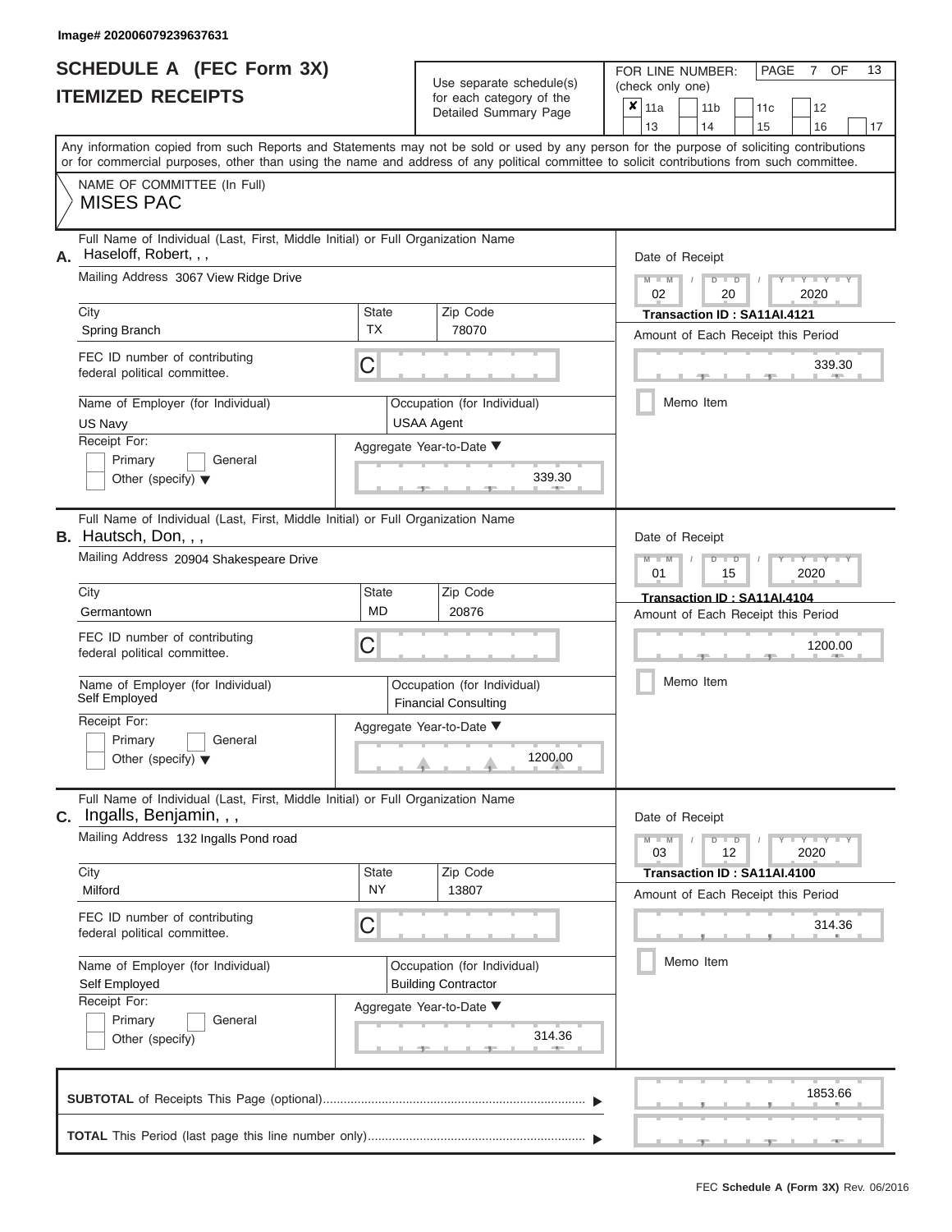Image# 202006079239637631

# SCHEDULE A (FEC Form 3X)
## ITEMIZED RECEIPTS

Use separate schedule(s) for each category of the Detailed Summary Page

FOR LINE NUMBER: (check only one)

| ✘ 11a | 11b | 11c | 12 |
|---|---|---|---|
| 13 | 14 | 15 | 16 | 17 |

PAGE 7 OF 13

Any information copied from such Reports and Statements may not be sold or used by any person for the purpose of soliciting contributions or for commercial purposes, other than using the name and address of any political committee to solicit contributions from such committee.

NAME OF COMMITTEE (In Full)
MISES PAC

---

**A.** Full Name of Individual (Last, First, Middle Initial) or Full Organization Name: Haseloff, Robert, , ,

Mailing Address: 3067 View Ridge Drive

City: Spring Branch | State: TX | Zip Code: 78070

FEC ID number of contributing federal political committee: C

Name of Employer (for Individual): US Navy

Occupation (for Individual): USAA Agent

Receipt For: Primary / General / Other (specify)

Aggregate Year-to-Date: 339.30

Date of Receipt: 02 / 20 / 2020

Transaction ID : SA11AI.4121

Amount of Each Receipt this Period: 339.30

Memo Item

---

**B.** Full Name of Individual (Last, First, Middle Initial) or Full Organization Name: Hautsch, Don, , ,

Mailing Address: 20904 Shakespeare Drive

City: Germantown | State: MD | Zip Code: 20876

FEC ID number of contributing federal political committee: C

Name of Employer (for Individual): Self Employed

Occupation (for Individual): Financial Consulting

Receipt For: Primary / General / Other (specify)

Aggregate Year-to-Date: 1200.00

Date of Receipt: 01 / 15 / 2020

Transaction ID : SA11AI.4104

Amount of Each Receipt this Period: 1200.00

Memo Item

---

**C.** Full Name of Individual (Last, First, Middle Initial) or Full Organization Name: Ingalls, Benjamin, , ,

Mailing Address: 132 Ingalls Pond road

City: Milford | State: NY | Zip Code: 13807

FEC ID number of contributing federal political committee: C

Name of Employer (for Individual): Self Employed

Occupation (for Individual): Building Contractor

Receipt For: Primary / General / Other (specify)

Aggregate Year-to-Date: 314.36

Date of Receipt: 03 / 12 / 2020

Transaction ID : SA11AI.4100

Amount of Each Receipt this Period: 314.36

Memo Item

---

**SUBTOTAL** of Receipts This Page (optional): 1853.66

**TOTAL** This Period (last page this line number only):

FEC Schedule A (Form 3X) Rev. 06/2016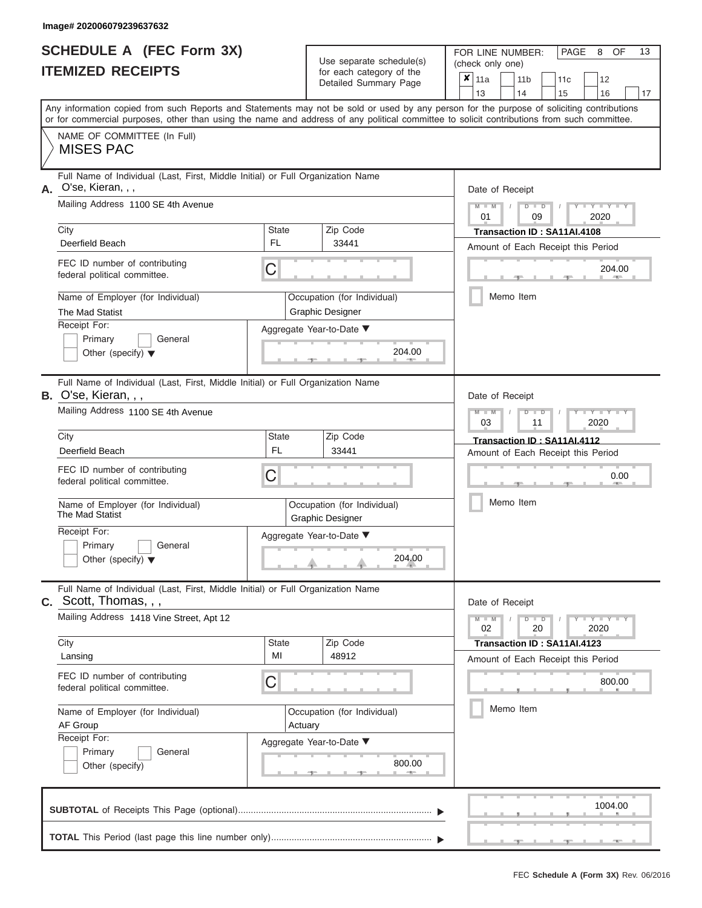Image# 202006079239637632

# SCHEDULE A (FEC Form 3X)
## ITEMIZED RECEIPTS

Use separate schedule(s) for each category of the Detailed Summary Page

FOR LINE NUMBER: (check only one)

| | | | | | | | | |
|---|---|---|---|---|---|---|---|---|
| ✘ | 11a | | 11b | | 11c | | 12 | |
| | 13 | | 14 | | 15 | | 16 | 17 |

Any information copied from such Reports and Statements may not be sold or used by any person for the purpose of soliciting contributions or for commercial purposes, other than using the name and address of any political committee to solicit contributions from such committee.

NAME OF COMMITTEE (In Full)
MISES PAC

---

**A.** Full Name of Individual (Last, First, Middle Initial) or Full Organization Name
O'se, Kieran, , ,

Mailing Address 1100 SE 4th Avenue

| City | State | Zip Code |
|---|---|---|
| Deerfield Beach | FL | 33441 |

FEC ID number of contributing federal political committee. C

Name of Employer (for Individual): The Mad Statist
Occupation (for Individual): Graphic Designer

Receipt For: Primary / General / Other (specify)

Aggregate Year-to-Date: 204.00

Date of Receipt: 01 / 09 / 2020
Transaction ID : SA11AI.4108
Amount of Each Receipt this Period: 204.00
Memo Item

---

**B.** Full Name of Individual (Last, First, Middle Initial) or Full Organization Name
O'se, Kieran, , ,

Mailing Address 1100 SE 4th Avenue

| City | State | Zip Code |
|---|---|---|
| Deerfield Beach | FL | 33441 |

FEC ID number of contributing federal political committee. C

Name of Employer (for Individual): The Mad Statist
Occupation (for Individual): Graphic Designer

Receipt For: Primary / General / Other (specify)

Aggregate Year-to-Date: 204.00

Date of Receipt: 03 / 11 / 2020
Transaction ID : SA11AI.4112
Amount of Each Receipt this Period: 0.00
Memo Item

---

**C.** Full Name of Individual (Last, First, Middle Initial) or Full Organization Name
Scott, Thomas, , ,

Mailing Address 1418 Vine Street, Apt 12

| City | State | Zip Code |
|---|---|---|
| Lansing | MI | 48912 |

FEC ID number of contributing federal political committee. C

Name of Employer (for Individual): AF Group
Occupation (for Individual): Actuary

Receipt For: Primary / General / Other (specify)

Aggregate Year-to-Date: 800.00

Date of Receipt: 02 / 20 / 2020
Transaction ID : SA11AI.4123
Amount of Each Receipt this Period: 800.00
Memo Item

---

**SUBTOTAL** of Receipts This Page (optional): 1004.00

**TOTAL** This Period (last page this line number only):

FEC Schedule A (Form 3X) Rev. 06/2016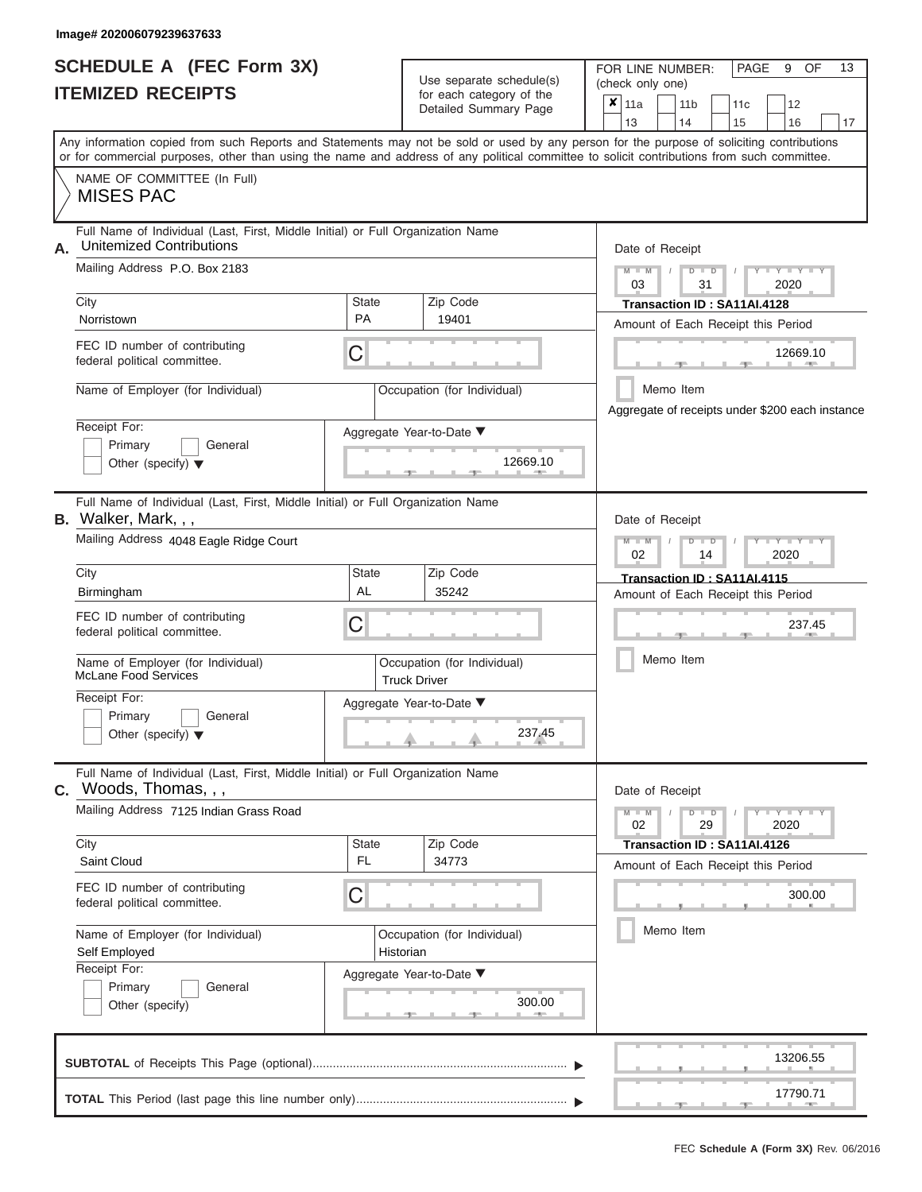Image# 202006079239637633

# SCHEDULE A (FEC Form 3X)
## ITEMIZED RECEIPTS

Use separate schedule(s) for each category of the Detailed Summary Page

FOR LINE NUMBER: (check only one)

PAGE 9 OF 13

- [x] 11a
- [ ] 11b
- [ ] 11c
- [ ] 12
- [ ] 13
- [ ] 14
- [ ] 15
- [ ] 16
- [ ] 17

Any information copied from such Reports and Statements may not be sold or used by any person for the purpose of soliciting contributions or for commercial purposes, other than using the name and address of any political committee to solicit contributions from such committee.

NAME OF COMMITTEE (In Full)

MISES PAC

---

**A.** Full Name of Individual (Last, First, Middle Initial) or Full Organization Name: Unitemized Contributions

Mailing Address: P.O. Box 2183

City: Norristown | State: PA | Zip Code: 19401

FEC ID number of contributing federal political committee: C

Name of Employer (for Individual):

Occupation (for Individual):

Receipt For: Primary / General / Other (specify)

Aggregate Year-to-Date: 12669.10

Date of Receipt: 03 / 31 / 2020

Transaction ID : SA11AI.4128

Amount of Each Receipt this Period: 12669.10

Memo Item

Aggregate of receipts under $200 each instance

---

**B.** Full Name of Individual (Last, First, Middle Initial) or Full Organization Name: Walker, Mark, , ,

Mailing Address: 4048 Eagle Ridge Court

City: Birmingham | State: AL | Zip Code: 35242

FEC ID number of contributing federal political committee: C

Name of Employer (for Individual): McLane Food Services

Occupation (for Individual): Truck Driver

Receipt For: Primary / General / Other (specify)

Aggregate Year-to-Date: 237.45

Date of Receipt: 02 / 14 / 2020

Transaction ID : SA11AI.4115

Amount of Each Receipt this Period: 237.45

Memo Item

---

**C.** Full Name of Individual (Last, First, Middle Initial) or Full Organization Name: Woods, Thomas, , ,

Mailing Address: 7125 Indian Grass Road

City: Saint Cloud | State: FL | Zip Code: 34773

FEC ID number of contributing federal political committee: C

Name of Employer (for Individual): Self Employed

Occupation (for Individual): Historian

Receipt For: Primary / General / Other (specify)

Aggregate Year-to-Date: 300.00

Date of Receipt: 02 / 29 / 2020

Transaction ID : SA11AI.4126

Amount of Each Receipt this Period: 300.00

Memo Item

---

**SUBTOTAL** of Receipts This Page (optional): 13206.55

**TOTAL** This Period (last page this line number only): 17790.71

FEC Schedule A (Form 3X) Rev. 06/2016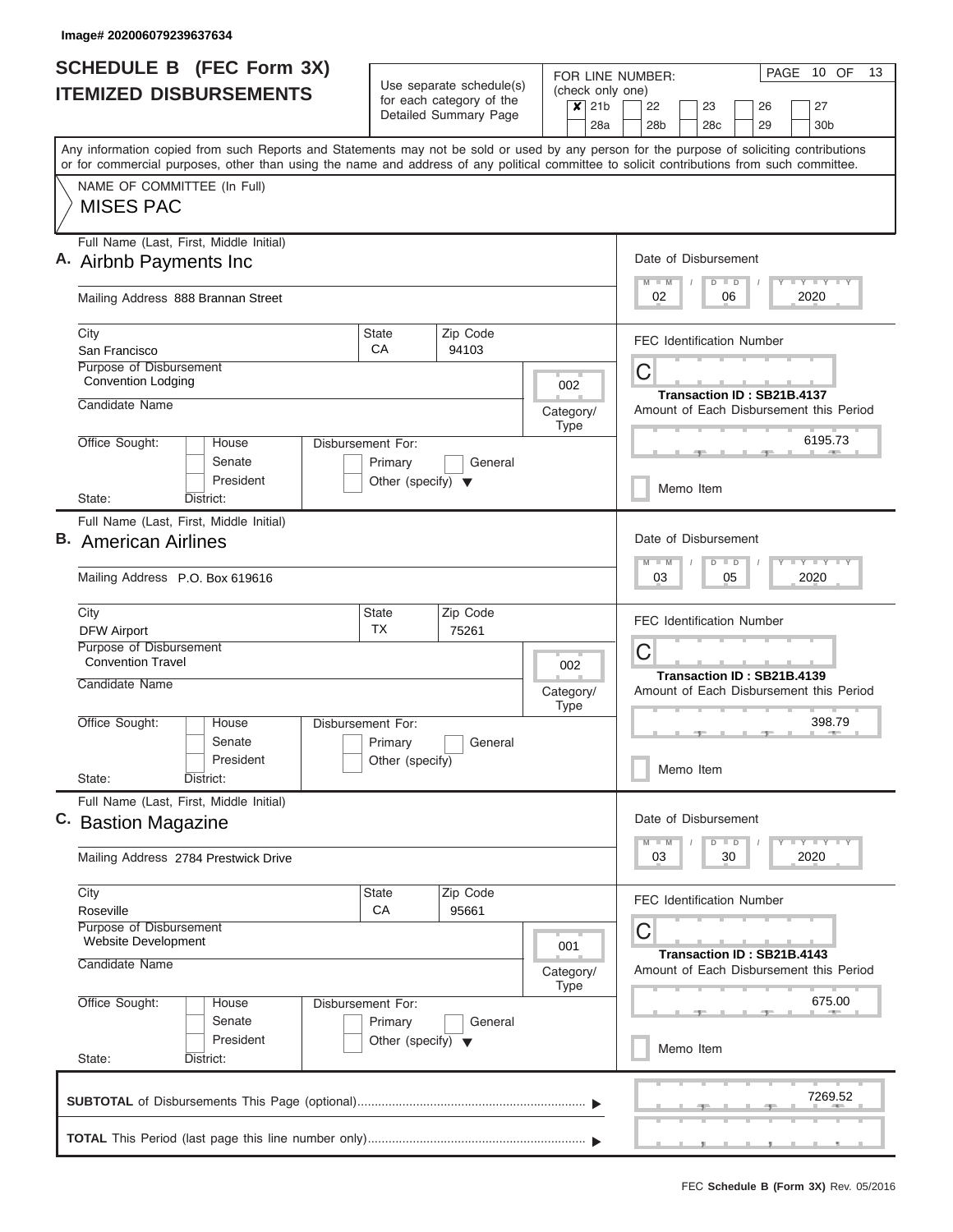Image# 202006079239637634

# SCHEDULE B (FEC Form 3X)
## ITEMIZED DISBURSEMENTS

Use separate schedule(s) for each category of the Detailed Summary Page

FOR LINE NUMBER: (check only one)
- [x] 21b
- [ ] 22
- [ ] 23
- [ ] 26
- [ ] 27
- [ ] 28a
- [ ] 28b
- [ ] 28c
- [ ] 29
- [ ] 30b

PAGE 10 OF 13

Any information copied from such Reports and Statements may not be sold or used by any person for the purpose of soliciting contributions or for commercial purposes, other than using the name and address of any political committee to solicit contributions from such committee.

NAME OF COMMITTEE (In Full)
MISES PAC

---

**A.** Full Name (Last, First, Middle Initial): Airbnb Payments Inc

Mailing Address: 888 Brannan Street

City: San Francisco | State: CA | Zip Code: 94103

Purpose of Disbursement: Convention Lodging

Category/Type: 002

Candidate Name:

Office Sought: House / Senate / President

State: District:

Disbursement For: Primary / General / Other (specify)

Date of Disbursement: 02 / 06 / 2020

FEC Identification Number: C

Transaction ID : SB21B.4137

Amount of Each Disbursement this Period: 6195.73

Memo Item

---

**B.** Full Name (Last, First, Middle Initial): American Airlines

Mailing Address: P.O. Box 619616

City: DFW Airport | State: TX | Zip Code: 75261

Purpose of Disbursement: Convention Travel

Category/Type: 002

Candidate Name:

Office Sought: House / Senate / President

State: District:

Disbursement For: Primary / General / Other (specify)

Date of Disbursement: 03 / 05 / 2020

FEC Identification Number: C

Transaction ID : SB21B.4139

Amount of Each Disbursement this Period: 398.79

Memo Item

---

**C.** Full Name (Last, First, Middle Initial): Bastion Magazine

Mailing Address: 2784 Prestwick Drive

City: Roseville | State: CA | Zip Code: 95661

Purpose of Disbursement: Website Development

Category/Type: 001

Candidate Name:

Office Sought: House / Senate / President

State: District:

Disbursement For: Primary / General / Other (specify)

Date of Disbursement: 03 / 30 / 2020

FEC Identification Number: C

Transaction ID : SB21B.4143

Amount of Each Disbursement this Period: 675.00

Memo Item

---

**SUBTOTAL** of Disbursements This Page (optional): 7269.52

**TOTAL** This Period (last page this line number only):

FEC **Schedule B (Form 3X)** Rev. 05/2016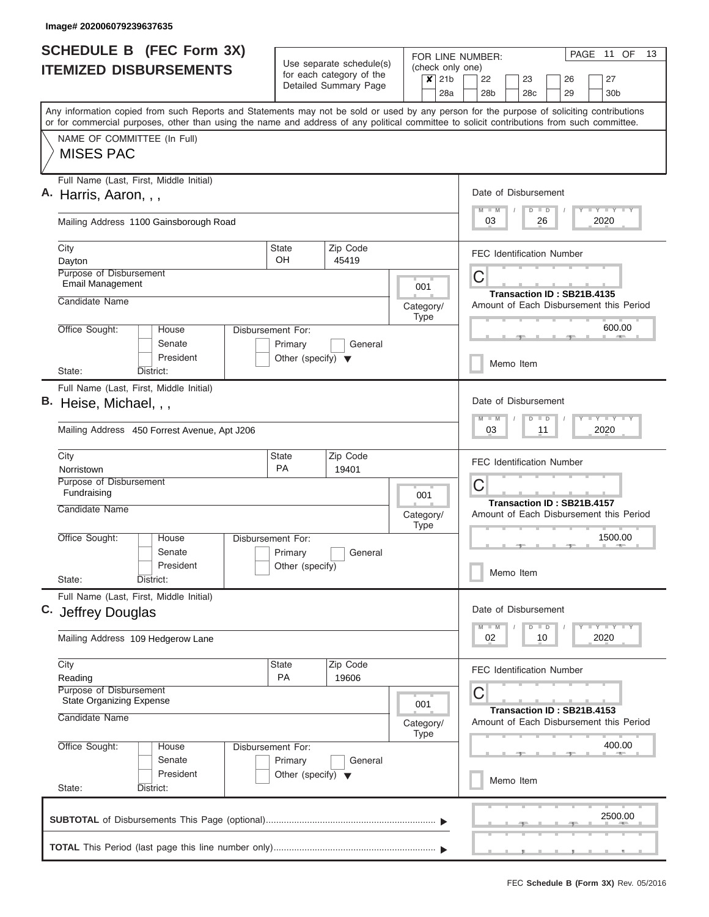Image# 202006079239637635

# SCHEDULE B (FEC Form 3X)
## ITEMIZED DISBURSEMENTS

Use separate schedule(s) for each category of the Detailed Summary Page

FOR LINE NUMBER: (check only one)

- [x] 21b
- [ ] 22
- [ ] 23
- [ ] 26
- [ ] 27
- [ ] 28a
- [ ] 28b
- [ ] 28c
- [ ] 29
- [ ] 30b

PAGE 11 OF 13

Any information copied from such Reports and Statements may not be sold or used by any person for the purpose of soliciting contributions or for commercial purposes, other than using the name and address of any political committee to solicit contributions from such committee.

NAME OF COMMITTEE (In Full)
MISES PAC

---

**A.** Full Name (Last, First, Middle Initial): Harris, Aaron, , ,

Mailing Address: 1100 Gainsborough Road

City: Dayton | State: OH | Zip Code: 45419

Purpose of Disbursement: Email Management

Category/Type: 001

Candidate Name:

Office Sought: House / Senate / President

Disbursement For: Primary / General / Other (specify)

State: District:

Date of Disbursement: 03 / 26 / 2020

FEC Identification Number: C

Transaction ID : SB21B.4135

Amount of Each Disbursement this Period: 600.00

Memo Item

---

**B.** Full Name (Last, First, Middle Initial): Heise, Michael, , ,

Mailing Address: 450 Forrest Avenue, Apt J206

City: Norristown | State: PA | Zip Code: 19401

Purpose of Disbursement: Fundraising

Category/Type: 001

Candidate Name:

Office Sought: House / Senate / President

Disbursement For: Primary / General / Other (specify)

State: District:

Date of Disbursement: 03 / 11 / 2020

FEC Identification Number: C

Transaction ID : SB21B.4157

Amount of Each Disbursement this Period: 1500.00

Memo Item

---

**C.** Full Name (Last, First, Middle Initial): Jeffrey Douglas

Mailing Address: 109 Hedgerow Lane

City: Reading | State: PA | Zip Code: 19606

Purpose of Disbursement: State Organizing Expense

Category/Type: 001

Candidate Name:

Office Sought: House / Senate / President

Disbursement For: Primary / General / Other (specify)

State: District:

Date of Disbursement: 02 / 10 / 2020

FEC Identification Number: C

Transaction ID : SB21B.4153

Amount of Each Disbursement this Period: 400.00

Memo Item

---

**SUBTOTAL** of Disbursements This Page (optional): 2500.00

**TOTAL** This Period (last page this line number only):

FEC **Schedule B (Form 3X)** Rev. 05/2016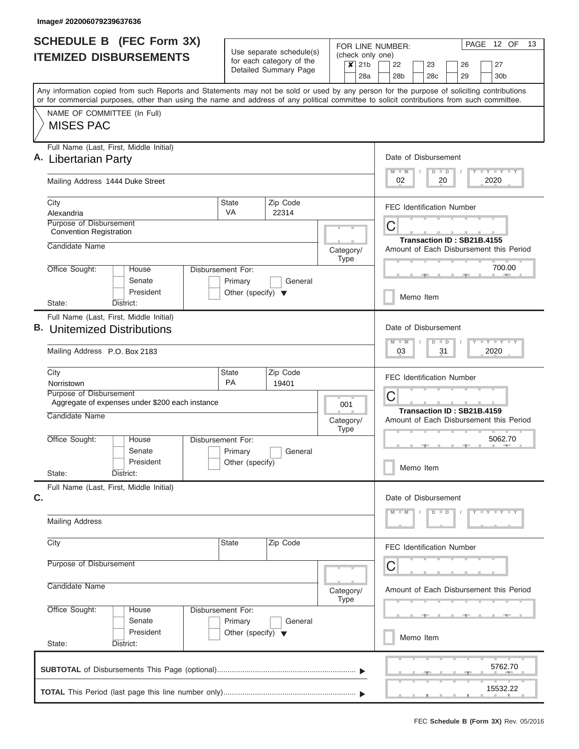Image# 202006079239637636

# SCHEDULE B (FEC Form 3X) ITEMIZED DISBURSEMENTS

Use separate schedule(s) for each category of the Detailed Summary Page

FOR LINE NUMBER: (check only one)

- [x] 21b
- [ ] 22
- [ ] 23
- [ ] 26
- [ ] 27
- [ ] 28a
- [ ] 28b
- [ ] 28c
- [ ] 29
- [ ] 30b

PAGE 12 OF 13

Any information copied from such Reports and Statements may not be sold or used by any person for the purpose of soliciting contributions or for commercial purposes, other than using the name and address of any political committee to solicit contributions from such committee.

NAME OF COMMITTEE (In Full)

MISES PAC

---

**A.** Full Name (Last, First, Middle Initial): Libertarian Party

Mailing Address: 1444 Duke Street

City: Alexandria | State: VA | Zip Code: 22314

Purpose of Disbursement: Convention Registration

Candidate Name:

Category/Type:

Office Sought: [ ] House [ ] Senate [ ] President

State: District:

Disbursement For: [ ] Primary [ ] General [ ] Other (specify)

Date of Disbursement: 02 / 20 / 2020

FEC Identification Number: C

Transaction ID : SB21B.4155

Amount of Each Disbursement this Period: 700.00

[ ] Memo Item

---

**B.** Full Name (Last, First, Middle Initial): Unitemized Distributions

Mailing Address: P.O. Box 2183

City: Norristown | State: PA | Zip Code: 19401

Purpose of Disbursement: Aggregate of expenses under $200 each instance

Candidate Name:

Category/Type: 001

Office Sought: [ ] House [ ] Senate [ ] President

State: District:

Disbursement For: [ ] Primary [ ] General [ ] Other (specify)

Date of Disbursement: 03 / 31 / 2020

FEC Identification Number: C

Transaction ID : SB21B.4159

Amount of Each Disbursement this Period: 5062.70

[ ] Memo Item

---

**C.** Full Name (Last, First, Middle Initial):

Mailing Address:

City: | State: | Zip Code:

Purpose of Disbursement:

Candidate Name:

Category/Type:

Office Sought: [ ] House [ ] Senate [ ] President

State: District:

Disbursement For: [ ] Primary [ ] General [ ] Other (specify)

Date of Disbursement: M M / D D / Y Y Y Y

FEC Identification Number: C

Amount of Each Disbursement this Period:

[ ] Memo Item

---

**SUBTOTAL** of Disbursements This Page (optional): 5762.70

**TOTAL** This Period (last page this line number only): 15532.22

FEC **Schedule B (Form 3X)** Rev. 05/2016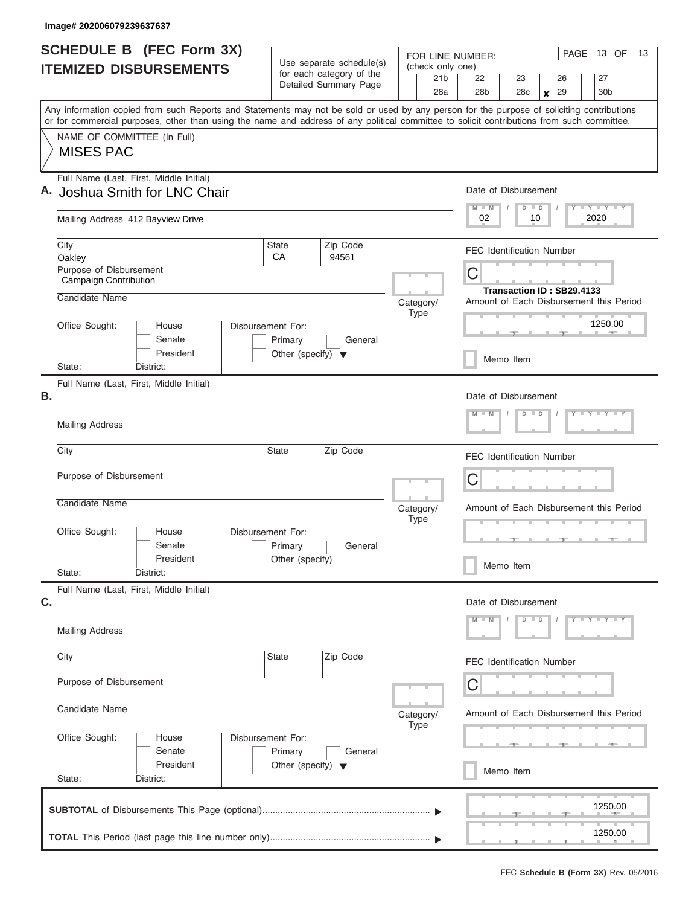Image# 202006079239637637

# SCHEDULE B (FEC Form 3X) ITEMIZED DISBURSEMENTS

Use separate schedule(s) for each category of the Detailed Summary Page

FOR LINE NUMBER: (check only one)

21b, 22, 23, 26, 27, 28a, 28b, 28c, ✘ 29, 30b

PAGE 13 OF 13

Any information copied from such Reports and Statements may not be sold or used by any person for the purpose of soliciting contributions or for commercial purposes, other than using the name and address of any political committee to solicit contributions from such committee.

NAME OF COMMITTEE (In Full)

MISES PAC

**A.** Full Name (Last, First, Middle Initial): Joshua Smith for LNC Chair

Mailing Address: 412 Bayview Drive

City: Oakley | State: CA | Zip Code: 94561

Purpose of Disbursement: Campaign Contribution

Candidate Name:

Category/Type:

Office Sought: House / Senate / President

State: District:

Disbursement For: Primary / General / Other (specify)

Date of Disbursement: 02 / 10 / 2020

FEC Identification Number: C

Transaction ID : SB29.4133

Amount of Each Disbursement this Period: 1250.00

Memo Item

**B.** Full Name (Last, First, Middle Initial):

Mailing Address:

City: | State: | Zip Code:

Purpose of Disbursement:

Candidate Name:

Category/Type:

Office Sought: House / Senate / President

State: District:

Disbursement For: Primary / General / Other (specify)

Date of Disbursement:

FEC Identification Number: C

Amount of Each Disbursement this Period:

Memo Item

**C.** Full Name (Last, First, Middle Initial):

Mailing Address:

City: | State: | Zip Code:

Purpose of Disbursement:

Candidate Name:

Category/Type:

Office Sought: House / Senate / President

State: District:

Disbursement For: Primary / General / Other (specify)

Date of Disbursement:

FEC Identification Number: C

Amount of Each Disbursement this Period:

Memo Item

**SUBTOTAL** of Disbursements This Page (optional): 1250.00

**TOTAL** This Period (last page this line number only): 1250.00

FEC **Schedule B (Form 3X)** Rev. 05/2016